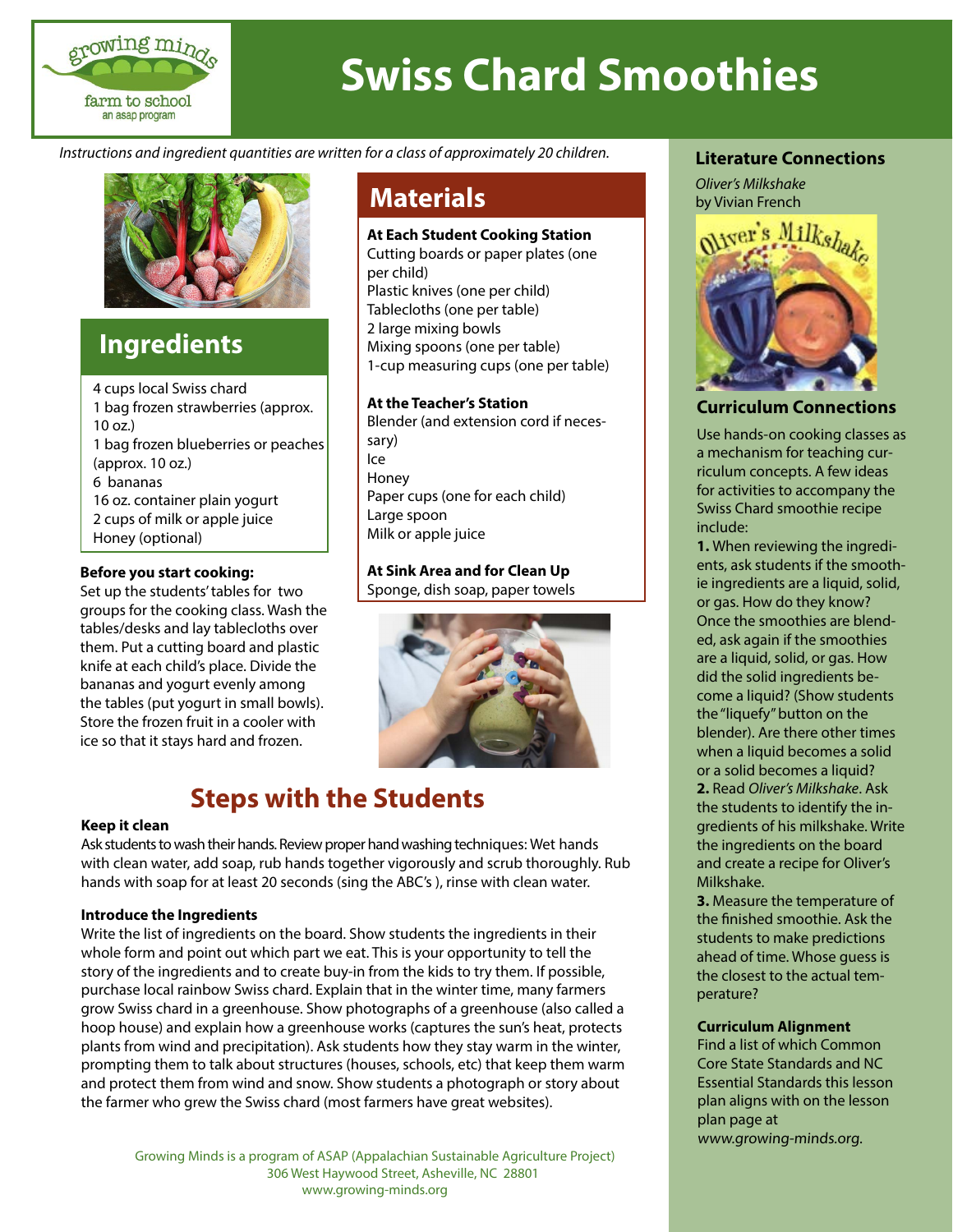# Swiss Chard Smoothies

*Instructions and ingredient quantities are written for a class of approximately 20 children.*

## Ingredients

4 cups local Swiss chard
1 bag frozen strawberries (approx. 10 oz.)
1 bag frozen blueberries or peaches (approx. 10 oz.)
6 bananas
16 oz. container plain yogurt
2 cups of milk or apple juice
Honey (optional)

**Before you start cooking:**
Set up the students' tables for two groups for the cooking class. Wash the tables/desks and lay tablecloths over them. Put a cutting board and plastic knife at each child's place. Divide the bananas and yogurt evenly among the tables (put yogurt in small bowls). Store the frozen fruit in a cooler with ice so that it stays hard and frozen.

## Materials

**At Each Student Cooking Station**
Cutting boards or paper plates (one per child)
Plastic knives (one per child)
Tablecloths (one per table)
2 large mixing bowls
Mixing spoons (one per table)
1-cup measuring cups (one per table)

**At the Teacher's Station**
Blender (and extension cord if necessary)
Ice
Honey
Paper cups (one for each child)
Large spoon
Milk or apple juice

**At Sink Area and for Clean Up**
Sponge, dish soap, paper towels

## Steps with the Students

**Keep it clean**
Ask students to wash their hands. Review proper hand washing techniques: Wet hands with clean water, add soap, rub hands together vigorously and scrub thoroughly. Rub hands with soap for at least 20 seconds (sing the ABC's ), rinse with clean water.

**Introduce the Ingredients**
Write the list of ingredients on the board. Show students the ingredients in their whole form and point out which part we eat. This is your opportunity to tell the story of the ingredients and to create buy-in from the kids to try them. If possible, purchase local rainbow Swiss chard. Explain that in the winter time, many farmers grow Swiss chard in a greenhouse. Show photographs of a greenhouse (also called a hoop house) and explain how a greenhouse works (captures the sun's heat, protects plants from wind and precipitation). Ask students how they stay warm in the winter, prompting them to talk about structures (houses, schools, etc) that keep them warm and protect them from wind and snow. Show students a photograph or story about the farmer who grew the Swiss chard (most farmers have great websites).

### Literature Connections

*Oliver's Milkshake*
by Vivian French

### Curriculum Connections

Use hands-on cooking classes as a mechanism for teaching curriculum concepts. A few ideas for activities to accompany the Swiss Chard smoothie recipe include:

**1.** When reviewing the ingredients, ask students if the smoothie ingredients are a liquid, solid, or gas. How do they know? Once the smoothies are blended, ask again if the smoothies are a liquid, solid, or gas. How did the solid ingredients become a liquid? (Show students the "liquefy" button on the blender). Are there other times when a liquid becomes a solid or a solid becomes a liquid?

**2.** Read *Oliver's Milkshake*. Ask the students to identify the ingredients of his milkshake. Write the ingredients on the board and create a recipe for Oliver's Milkshake.

**3.** Measure the temperature of the finished smoothie. Ask the students to make predictions ahead of time. Whose guess is the closest to the actual temperature?

**Curriculum Alignment**
Find a list of which Common Core State Standards and NC Essential Standards this lesson plan aligns with on the lesson plan page at *www.growing-minds.org.*

Growing Minds is a program of ASAP (Appalachian Sustainable Agriculture Project)
306 West Haywood Street, Asheville, NC 28801
www.growing-minds.org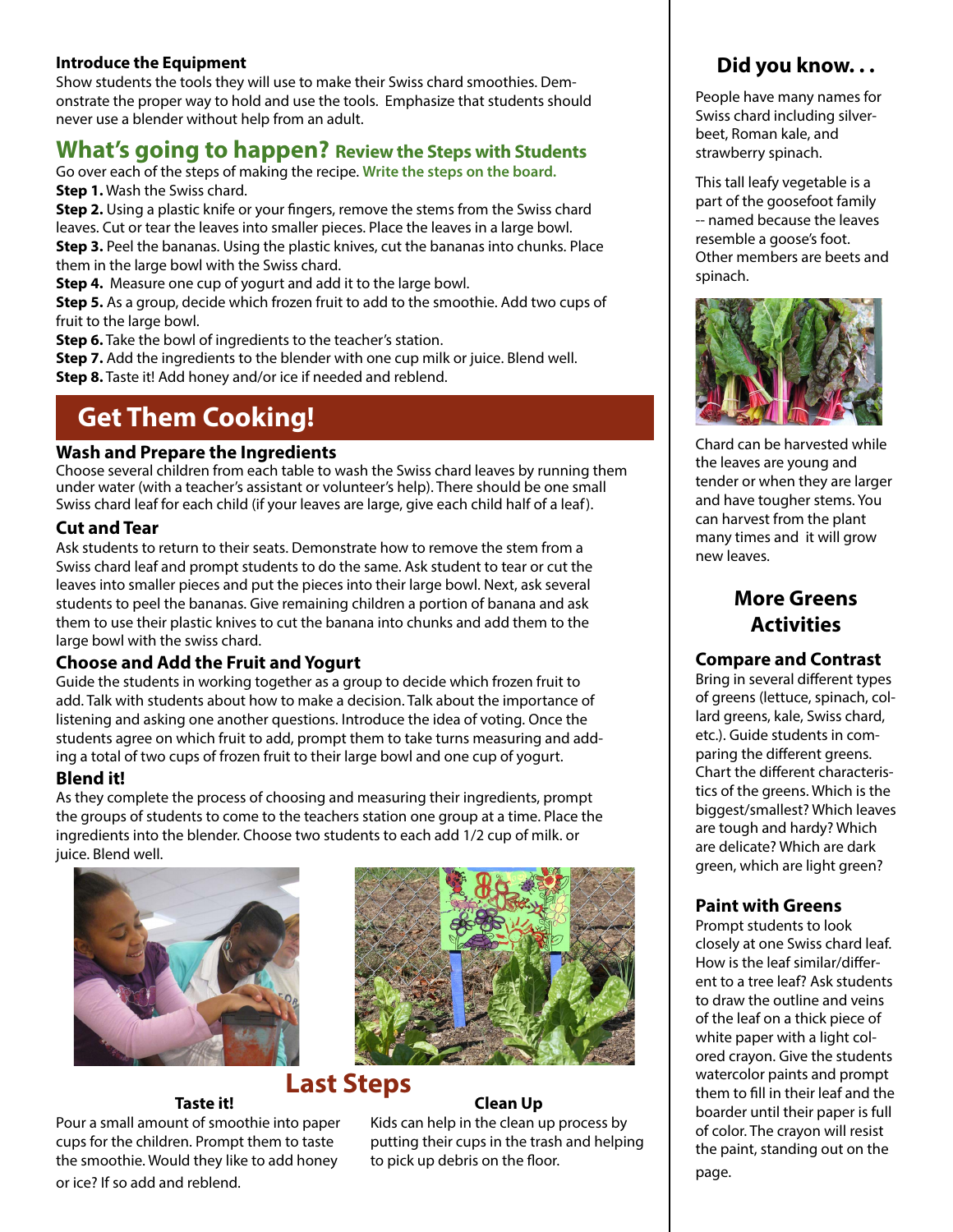### Introduce the Equipment

Show students the tools they will use to make their Swiss chard smoothies. Demonstrate the proper way to hold and use the tools. Emphasize that students should never use a blender without help from an adult.

## What's going to happen? Review the Steps with Students

Go over each of the steps of making the recipe. **Write the steps on the board.**

**Step 1.** Wash the Swiss chard.

**Step 2.** Using a plastic knife or your fingers, remove the stems from the Swiss chard leaves. Cut or tear the leaves into smaller pieces. Place the leaves in a large bowl.

**Step 3.** Peel the bananas. Using the plastic knives, cut the bananas into chunks. Place them in the large bowl with the Swiss chard.

**Step 4.** Measure one cup of yogurt and add it to the large bowl.

**Step 5.** As a group, decide which frozen fruit to add to the smoothie. Add two cups of fruit to the large bowl.

**Step 6.** Take the bowl of ingredients to the teacher's station.

**Step 7.** Add the ingredients to the blender with one cup milk or juice. Blend well.

**Step 8.** Taste it! Add honey and/or ice if needed and reblend.

## Get Them Cooking!

### Wash and Prepare the Ingredients

Choose several children from each table to wash the Swiss chard leaves by running them under water (with a teacher's assistant or volunteer's help). There should be one small Swiss chard leaf for each child (if your leaves are large, give each child half of a leaf).

### Cut and Tear

Ask students to return to their seats. Demonstrate how to remove the stem from a Swiss chard leaf and prompt students to do the same. Ask student to tear or cut the leaves into smaller pieces and put the pieces into their large bowl. Next, ask several students to peel the bananas. Give remaining children a portion of banana and ask them to use their plastic knives to cut the banana into chunks and add them to the large bowl with the swiss chard.

### Choose and Add the Fruit and Yogurt

Guide the students in working together as a group to decide which frozen fruit to add. Talk with students about how to make a decision. Talk about the importance of listening and asking one another questions. Introduce the idea of voting. Once the students agree on which fruit to add, prompt them to take turns measuring and adding a total of two cups of frozen fruit to their large bowl and one cup of yogurt.

### Blend it!

As they complete the process of choosing and measuring their ingredients, prompt the groups of students to come to the teachers station one group at a time. Place the ingredients into the blender. Choose two students to each add 1/2 cup of milk. or juice. Blend well.

## Last Steps

### Taste it!

Pour a small amount of smoothie into paper cups for the children. Prompt them to taste the smoothie. Would they like to add honey or ice? If so add and reblend.

### Clean Up

Kids can help in the clean up process by putting their cups in the trash and helping to pick up debris on the floor.

## Did you know. . .

People have many names for Swiss chard including silverbeet, Roman kale, and strawberry spinach.

This tall leafy vegetable is a part of the goosefoot family -- named because the leaves resemble a goose's foot. Other members are beets and spinach.

Chard can be harvested while the leaves are young and tender or when they are larger and have tougher stems. You can harvest from the plant many times and it will grow new leaves.

## More Greens Activities

### Compare and Contrast

Bring in several different types of greens (lettuce, spinach, collard greens, kale, Swiss chard, etc.). Guide students in comparing the different greens. Chart the different characteristics of the greens. Which is the biggest/smallest? Which leaves are tough and hardy? Which are delicate? Which are dark green, which are light green?

### Paint with Greens

Prompt students to look closely at one Swiss chard leaf. How is the leaf similar/different to a tree leaf? Ask students to draw the outline and veins of the leaf on a thick piece of white paper with a light colored crayon. Give the students watercolor paints and prompt them to fill in their leaf and the boarder until their paper is full of color. The crayon will resist the paint, standing out on the page.